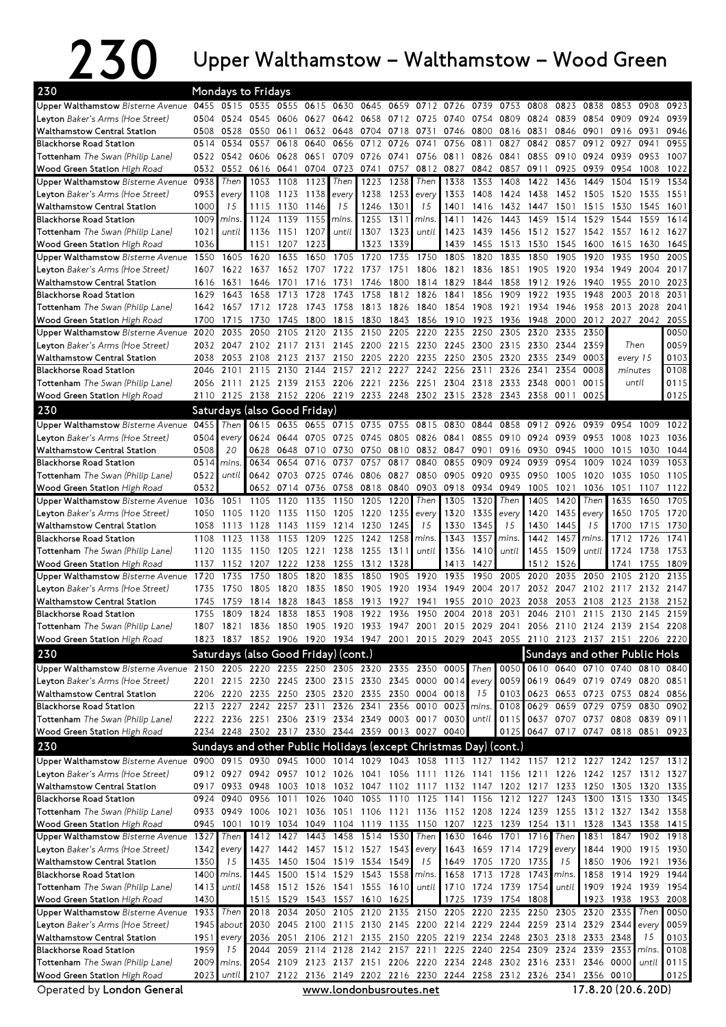# 230 Upper Walthamstow – Walthamstow – Wood Green

## 230 Mondays to Fridays

| Stop | | | | | | | | | | | | | | | | | | |
|---|---|---|---|---|---|---|---|---|---|---|---|---|---|---|---|---|---|---|
| Upper Walthamstow *Bisterne Avenue* | 0455 | 0515 | 0535 | 0555 | 0615 | 0630 | 0645 | 0659 | 0712 | 0726 | 0739 | 0753 | 0808 | 0823 | 0838 | 0853 | 0908 | 0923 |
| Leyton *Baker's Arms (Hoe Street)* | 0504 | 0524 | 0545 | 0606 | 0627 | 0642 | 0658 | 0712 | 0725 | 0740 | 0754 | 0809 | 0824 | 0839 | 0854 | 0909 | 0924 | 0939 |
| Walthamstow Central Station | 0508 | 0528 | 0550 | 0611 | 0632 | 0648 | 0704 | 0718 | 0731 | 0746 | 0800 | 0816 | 0831 | 0846 | 0901 | 0916 | 0931 | 0946 |
| Blackhorse Road Station | 0514 | 0534 | 0557 | 0618 | 0640 | 0656 | 0712 | 0726 | 0741 | 0756 | 0811 | 0827 | 0842 | 0857 | 0912 | 0927 | 0941 | 0955 |
| Tottenham *The Swan (Philip Lane)* | 0522 | 0542 | 0606 | 0628 | 0651 | 0709 | 0726 | 0741 | 0756 | 0811 | 0826 | 0841 | 0855 | 0910 | 0924 | 0939 | 0953 | 1007 |
| Wood Green Station *High Road* | 0532 | 0552 | 0616 | 0641 | 0704 | 0723 | 0741 | 0757 | 0812 | 0827 | 0842 | 0857 | 0911 | 0925 | 0939 | 0954 | 1008 | 1022 |

| Stop | | | | | | | | | | | | | | | | | | |
|---|---|---|---|---|---|---|---|---|---|---|---|---|---|---|---|---|---|---|
| Upper Walthamstow *Bisterne Avenue* | 0938 | Then | 1053 | 1108 | 1123 | Then | 1223 | 1238 | Then | 1338 | 1353 | 1408 | 1422 | 1436 | 1449 | 1504 | 1519 | 1534 |
| Leyton *Baker's Arms (Hoe Street)* | 0953 | every | 1108 | 1123 | 1138 | every | 1238 | 1253 | every | 1353 | 1408 | 1424 | 1438 | 1452 | 1505 | 1520 | 1535 | 1551 |
| Walthamstow Central Station | 1000 | 15 | 1115 | 1130 | 1146 | 15 | 1246 | 1301 | 15 | 1401 | 1416 | 1432 | 1447 | 1501 | 1515 | 1530 | 1545 | 1601 |
| Blackhorse Road Station | 1009 | mins. | 1124 | 1139 | 1155 | mins. | 1255 | 1311 | mins. | 1411 | 1426 | 1443 | 1459 | 1514 | 1529 | 1544 | 1559 | 1614 |
| Tottenham *The Swan (Philip Lane)* | 1021 | until | 1136 | 1151 | 1207 | until | 1307 | 1323 | until | 1423 | 1439 | 1456 | 1512 | 1527 | 1542 | 1557 | 1612 | 1627 |
| Wood Green Station *High Road* | 1036 | | 1151 | 1207 | 1223 | | 1323 | 1339 | | 1439 | 1455 | 1513 | 1530 | 1545 | 1600 | 1615 | 1630 | 1645 |

| Stop | | | | | | | | | | | | | | | | | | |
|---|---|---|---|---|---|---|---|---|---|---|---|---|---|---|---|---|---|---|
| Upper Walthamstow *Bisterne Avenue* | 1550 | 1605 | 1620 | 1635 | 1650 | 1705 | 1720 | 1735 | 1750 | 1805 | 1820 | 1835 | 1850 | 1905 | 1920 | 1935 | 1950 | 2005 |
| Leyton *Baker's Arms (Hoe Street)* | 1607 | 1622 | 1637 | 1652 | 1707 | 1722 | 1737 | 1751 | 1806 | 1821 | 1836 | 1851 | 1905 | 1920 | 1934 | 1949 | 2004 | 2017 |
| Walthamstow Central Station | 1616 | 1631 | 1646 | 1701 | 1716 | 1731 | 1746 | 1800 | 1814 | 1829 | 1844 | 1858 | 1912 | 1926 | 1940 | 1955 | 2010 | 2023 |
| Blackhorse Road Station | 1629 | 1643 | 1658 | 1713 | 1728 | 1743 | 1758 | 1812 | 1826 | 1841 | 1856 | 1909 | 1922 | 1935 | 1948 | 2003 | 2018 | 2031 |
| Tottenham *The Swan (Philip Lane)* | 1642 | 1657 | 1712 | 1728 | 1743 | 1758 | 1813 | 1826 | 1840 | 1854 | 1908 | 1921 | 1934 | 1946 | 1958 | 2013 | 2028 | 2041 |
| Wood Green Station *High Road* | 1700 | 1715 | 1730 | 1745 | 1800 | 1815 | 1830 | 1843 | 1856 | 1910 | 1923 | 1936 | 1948 | 2000 | 2012 | 2027 | 2042 | 2055 |

| Stop | | | | | | | | | | | | | | | | |
|---|---|---|---|---|---|---|---|---|---|---|---|---|---|---|---|---|
| Upper Walthamstow *Bisterne Avenue* | 2020 | 2035 | 2050 | 2105 | 2120 | 2135 | 2150 | 2205 | 2220 | 2235 | 2250 | 2305 | 2320 | 2335 | 2350 | Then | 0050 |
| Leyton *Baker's Arms (Hoe Street)* | 2032 | 2047 | 2102 | 2117 | 2131 | 2145 | 2200 | 2215 | 2230 | 2245 | 2300 | 2315 | 2330 | 2344 | 2359 | every 15 | 0059 |
| Walthamstow Central Station | 2038 | 2053 | 2108 | 2123 | 2137 | 2150 | 2205 | 2220 | 2235 | 2250 | 2305 | 2320 | 2335 | 2349 | 0003 | minutes | 0103 |
| Blackhorse Road Station | 2046 | 2101 | 2115 | 2130 | 2144 | 2157 | 2212 | 2227 | 2242 | 2256 | 2311 | 2326 | 2341 | 2354 | 0008 | until | 0108 |
| Tottenham *The Swan (Philip Lane)* | 2056 | 2111 | 2125 | 2139 | 2153 | 2206 | 2221 | 2236 | 2251 | 2304 | 2318 | 2333 | 2348 | 0001 | 0015 | | 0115 |
| Wood Green Station *High Road* | 2110 | 2125 | 2138 | 2152 | 2206 | 2219 | 2233 | 2248 | 2302 | 2315 | 2328 | 2343 | 2358 | 0011 | 0025 | | 0125 |

## 230 Saturdays (also Good Friday)

| Stop | | | | | | | | | | | | | | | | | | |
|---|---|---|---|---|---|---|---|---|---|---|---|---|---|---|---|---|---|---|
| Upper Walthamstow *Bisterne Avenue* | 0455 | Then | 0615 | 0635 | 0655 | 0715 | 0735 | 0755 | 0815 | 0830 | 0844 | 0858 | 0912 | 0926 | 0939 | 0954 | 1009 | 1022 |
| Leyton *Baker's Arms (Hoe Street)* | 0504 | every | 0624 | 0644 | 0705 | 0725 | 0745 | 0805 | 0826 | 0841 | 0855 | 0910 | 0924 | 0939 | 0953 | 1008 | 1023 | 1036 |
| Walthamstow Central Station | 0508 | 20 | 0628 | 0648 | 0710 | 0730 | 0750 | 0810 | 0832 | 0847 | 0901 | 0916 | 0930 | 0945 | 1000 | 1015 | 1030 | 1044 |
| Blackhorse Road Station | 0514 | mins. | 0634 | 0654 | 0716 | 0737 | 0757 | 0817 | 0840 | 0855 | 0909 | 0924 | 0939 | 0954 | 1009 | 1024 | 1039 | 1053 |
| Tottenham *The Swan (Philip Lane)* | 0522 | until | 0642 | 0703 | 0725 | 0746 | 0806 | 0827 | 0850 | 0905 | 0920 | 0935 | 0950 | 1005 | 1020 | 1035 | 1050 | 1105 |
| Wood Green Station *High Road* | 0532 | | 0652 | 0714 | 0736 | 0758 | 0818 | 0840 | 0903 | 0918 | 0934 | 0949 | 1005 | 1021 | 1036 | 1051 | 1107 | 1122 |

| Stop | | | | | | | | | | | | | | | | | | |
|---|---|---|---|---|---|---|---|---|---|---|---|---|---|---|---|---|---|---|
| Upper Walthamstow *Bisterne Avenue* | 1036 | 1051 | 1105 | 1120 | 1135 | 1150 | 1205 | 1220 | Then | 1305 | 1320 | Then | 1405 | 1420 | Then | 1635 | 1650 | 1705 |
| Leyton *Baker's Arms (Hoe Street)* | 1050 | 1105 | 1120 | 1135 | 1150 | 1205 | 1220 | 1235 | every | 1320 | 1335 | every | 1420 | 1435 | every | 1650 | 1705 | 1720 |
| Walthamstow Central Station | 1058 | 1113 | 1128 | 1143 | 1159 | 1214 | 1230 | 1245 | 15 | 1330 | 1345 | 15 | 1430 | 1445 | 15 | 1700 | 1715 | 1730 |
| Blackhorse Road Station | 1108 | 1123 | 1138 | 1153 | 1209 | 1225 | 1242 | 1258 | mins. | 1343 | 1357 | mins. | 1442 | 1457 | mins. | 1712 | 1726 | 1741 |
| Tottenham *The Swan (Philip Lane)* | 1120 | 1135 | 1150 | 1205 | 1221 | 1238 | 1255 | 1311 | until | 1356 | 1410 | until | 1455 | 1509 | until | 1724 | 1738 | 1753 |
| Wood Green Station *High Road* | 1137 | 1152 | 1207 | 1222 | 1238 | 1255 | 1312 | 1328 | | 1413 | 1427 | | 1512 | 1526 | | 1741 | 1755 | 1809 |

| Stop | | | | | | | | | | | | | | | | | | |
|---|---|---|---|---|---|---|---|---|---|---|---|---|---|---|---|---|---|---|
| Upper Walthamstow *Bisterne Avenue* | 1720 | 1735 | 1750 | 1805 | 1820 | 1835 | 1850 | 1905 | 1920 | 1935 | 1950 | 2005 | 2020 | 2035 | 2050 | 2105 | 2120 | 2135 |
| Leyton *Baker's Arms (Hoe Street)* | 1735 | 1750 | 1805 | 1820 | 1835 | 1850 | 1905 | 1920 | 1934 | 1949 | 2004 | 2017 | 2032 | 2047 | 2102 | 2117 | 2132 | 2147 |
| Walthamstow Central Station | 1745 | 1759 | 1814 | 1828 | 1843 | 1858 | 1913 | 1927 | 1941 | 1955 | 2010 | 2023 | 2038 | 2053 | 2108 | 2123 | 2138 | 2152 |
| Blackhorse Road Station | 1755 | 1809 | 1824 | 1838 | 1853 | 1908 | 1922 | 1936 | 1950 | 2004 | 2018 | 2031 | 2046 | 2101 | 2115 | 2130 | 2145 | 2159 |
| Tottenham *The Swan (Philip Lane)* | 1807 | 1821 | 1836 | 1850 | 1905 | 1920 | 1933 | 1947 | 2001 | 2015 | 2029 | 2041 | 2056 | 2110 | 2124 | 2139 | 2154 | 2208 |
| Wood Green Station *High Road* | 1823 | 1837 | 1852 | 1906 | 1920 | 1934 | 1947 | 2001 | 2015 | 2029 | 2043 | 2055 | 2110 | 2123 | 2137 | 2151 | 2206 | 2220 |

## 230 Saturdays (also Good Friday) (cont.) / Sundays and other Public Hols

| Stop | | | | | | | | | | | | | | | | | | |
|---|---|---|---|---|---|---|---|---|---|---|---|---|---|---|---|---|---|---|
| Upper Walthamstow *Bisterne Avenue* | 2150 | 2205 | 2220 | 2235 | 2250 | 2305 | 2320 | 2335 | 2350 | 0005 | Then | 0050 | 0610 | 0640 | 0710 | 0740 | 0810 | 0840 |
| Leyton *Baker's Arms (Hoe Street)* | 2201 | 2215 | 2230 | 2245 | 2300 | 2315 | 2330 | 2345 | 0000 | 0014 | every | 0059 | 0619 | 0649 | 0719 | 0749 | 0820 | 0851 |
| Walthamstow Central Station | 2206 | 2220 | 2235 | 2250 | 2305 | 2320 | 2335 | 2350 | 0004 | 0018 | 15 | 0103 | 0623 | 0653 | 0723 | 0753 | 0824 | 0856 |
| Blackhorse Road Station | 2213 | 2227 | 2242 | 2257 | 2311 | 2326 | 2341 | 2356 | 0010 | 0023 | mins. | 0108 | 0629 | 0659 | 0729 | 0759 | 0830 | 0902 |
| Tottenham *The Swan (Philip Lane)* | 2222 | 2236 | 2251 | 2306 | 2319 | 2334 | 2349 | 0003 | 0017 | 0030 | until | 0115 | 0637 | 0707 | 0737 | 0808 | 0839 | 0911 |
| Wood Green Station *High Road* | 2234 | 2248 | 2302 | 2317 | 2330 | 2344 | 2359 | 0013 | 0027 | 0040 | | 0125 | 0647 | 0717 | 0747 | 0818 | 0851 | 0923 |

## 230 Sundays and other Public Holidays (except Christmas Day) (cont.)

| Stop | | | | | | | | | | | | | | | | | | |
|---|---|---|---|---|---|---|---|---|---|---|---|---|---|---|---|---|---|---|
| Upper Walthamstow *Bisterne Avenue* | 0900 | 0915 | 0930 | 0945 | 1000 | 1014 | 1029 | 1043 | 1058 | 1113 | 1127 | 1142 | 1157 | 1212 | 1227 | 1242 | 1257 | 1312 |
| Leyton *Baker's Arms (Hoe Street)* | 0912 | 0927 | 0942 | 0957 | 1012 | 1026 | 1041 | 1056 | 1111 | 1126 | 1141 | 1156 | 1211 | 1226 | 1242 | 1257 | 1312 | 1327 |
| Walthamstow Central Station | 0917 | 0933 | 0948 | 1003 | 1018 | 1032 | 1047 | 1102 | 1117 | 1132 | 1147 | 1202 | 1217 | 1233 | 1250 | 1305 | 1320 | 1335 |
| Blackhorse Road Station | 0924 | 0940 | 0956 | 1011 | 1026 | 1040 | 1055 | 1110 | 1125 | 1141 | 1156 | 1212 | 1227 | 1243 | 1300 | 1315 | 1330 | 1345 |
| Tottenham *The Swan (Philip Lane)* | 0933 | 0949 | 1006 | 1021 | 1036 | 1051 | 1106 | 1121 | 1136 | 1152 | 1208 | 1224 | 1239 | 1255 | 1312 | 1327 | 1342 | 1358 |
| Wood Green Station *High Road* | 0945 | 1001 | 1019 | 1034 | 1049 | 1104 | 1119 | 1135 | 1150 | 1207 | 1223 | 1239 | 1254 | 1311 | 1328 | 1343 | 1358 | 1415 |

| Stop | | | | | | | | | | | | | | | | | | |
|---|---|---|---|---|---|---|---|---|---|---|---|---|---|---|---|---|---|---|
| Upper Walthamstow *Bisterne Avenue* | 1327 | Then | 1412 | 1427 | 1443 | 1458 | 1514 | 1530 | Then | 1630 | 1646 | 1701 | 1716 | Then | 1831 | 1847 | 1902 | 1918 |
| Leyton *Baker's Arms (Hoe Street)* | 1342 | every | 1427 | 1442 | 1457 | 1512 | 1527 | 1543 | every | 1643 | 1659 | 1714 | 1729 | every | 1844 | 1900 | 1915 | 1930 |
| Walthamstow Central Station | 1350 | 15 | 1435 | 1450 | 1504 | 1519 | 1534 | 1549 | 15 | 1649 | 1705 | 1720 | 1735 | 15 | 1850 | 1906 | 1921 | 1936 |
| Blackhorse Road Station | 1400 | mins. | 1445 | 1500 | 1514 | 1529 | 1543 | 1558 | mins. | 1658 | 1713 | 1728 | 1743 | mins. | 1858 | 1914 | 1929 | 1944 |
| Tottenham *The Swan (Philip Lane)* | 1413 | until | 1458 | 1512 | 1526 | 1541 | 1555 | 1610 | until | 1710 | 1724 | 1739 | 1754 | until | 1909 | 1924 | 1939 | 1954 |
| Wood Green Station *High Road* | 1430 | | 1515 | 1529 | 1543 | 1557 | 1610 | 1625 | | 1725 | 1739 | 1754 | 1808 | | 1923 | 1938 | 1953 | 2008 |

| Stop | | | | | | | | | | | | | | | | | | |
|---|---|---|---|---|---|---|---|---|---|---|---|---|---|---|---|---|---|---|
| Upper Walthamstow *Bisterne Avenue* | 1933 | Then | 2018 | 2034 | 2050 | 2105 | 2120 | 2135 | 2150 | 2205 | 2220 | 2235 | 2250 | 2305 | 2320 | 2335 | Then | 0050 |
| Leyton *Baker's Arms (Hoe Street)* | 1945 | about | 2030 | 2045 | 2100 | 2115 | 2130 | 2145 | 2200 | 2214 | 2229 | 2244 | 2259 | 2314 | 2329 | 2344 | every | 0059 |
| Walthamstow Central Station | 1951 | every | 2036 | 2051 | 2106 | 2121 | 2135 | 2150 | 2205 | 2219 | 2234 | 2248 | 2303 | 2318 | 2333 | 2348 | 15 | 0103 |
| Blackhorse Road Station | 1959 | 15 | 2044 | 2059 | 2114 | 2128 | 2142 | 2157 | 2211 | 2225 | 2240 | 2254 | 2309 | 2324 | 2339 | 2353 | mins. | 0108 |
| Tottenham *The Swan (Philip Lane)* | 2009 | mins. | 2054 | 2109 | 2123 | 2137 | 2151 | 2206 | 2220 | 2234 | 2248 | 2302 | 2316 | 2331 | 2346 | 0000 | until | 0115 |
| Wood Green Station *High Road* | 2023 | until | 2107 | 2122 | 2136 | 2149 | 2202 | 2216 | 2230 | 2244 | 2258 | 2312 | 2326 | 2341 | 2356 | 0010 | | 0125 |

Operated by **London General** www.londonbusroutes.net 17.8.20 (20.6.20D)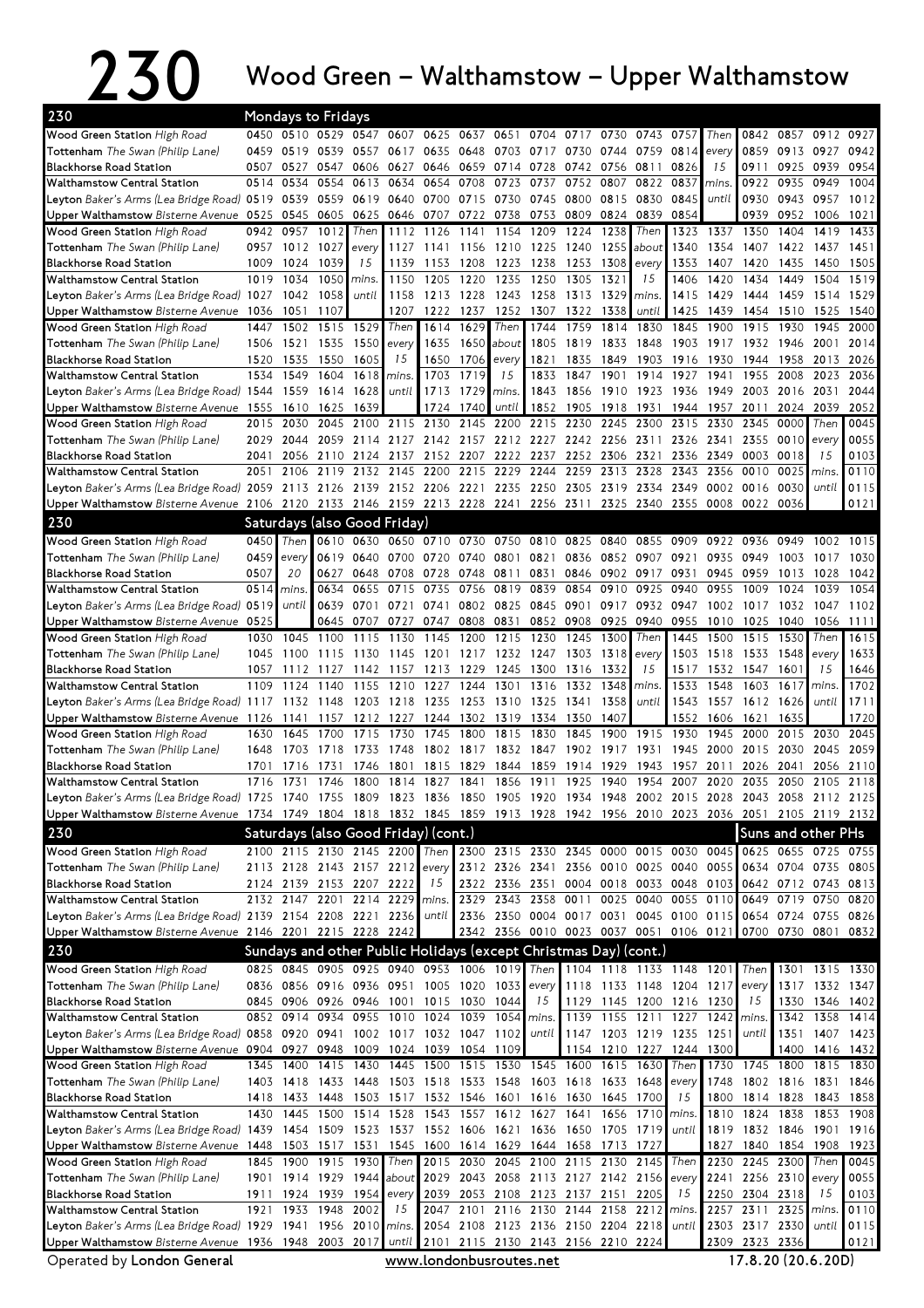# 230 Wood Green – Walthamstow – Upper Walthamstow

## Mondays to Fridays

| | | | | | | | | | | | | | | | | | | |
|---|---|---|---|---|---|---|---|---|---|---|---|---|---|---|---|---|---|---|
| **Wood Green Station** *High Road* | 0450 | 0510 | 0529 | 0547 | 0607 | 0625 | 0637 | 0651 | 0704 | 0717 | 0730 | 0743 | 0757 | Then | 0842 | 0857 | 0912 | 0927 |
| **Tottenham** *The Swan (Philip Lane)* | 0459 | 0519 | 0539 | 0557 | 0617 | 0635 | 0648 | 0703 | 0717 | 0730 | 0744 | 0759 | 0814 | every | 0859 | 0913 | 0927 | 0942 |
| **Blackhorse Road Station** | 0507 | 0527 | 0547 | 0606 | 0627 | 0646 | 0659 | 0714 | 0728 | 0742 | 0756 | 0811 | 0826 | 15 | 0911 | 0925 | 0939 | 0954 |
| **Walthamstow Central Station** | 0514 | 0534 | 0554 | 0613 | 0634 | 0654 | 0708 | 0723 | 0737 | 0752 | 0807 | 0822 | 0837 | mins. | 0922 | 0935 | 0949 | 1004 |
| **Leyton** *Baker's Arms (Lea Bridge Road)* | 0519 | 0539 | 0559 | 0619 | 0640 | 0700 | 0715 | 0730 | 0745 | 0800 | 0815 | 0830 | 0845 | until | 0930 | 0943 | 0957 | 1012 |
| **Upper Walthamstow** *Bisterne Avenue* | 0525 | 0545 | 0605 | 0625 | 0646 | 0707 | 0722 | 0738 | 0753 | 0809 | 0824 | 0839 | 0854 | | 0939 | 0952 | 1006 | 1021 |

| | | | | | | | | | | | | | | | | | | |
|---|---|---|---|---|---|---|---|---|---|---|---|---|---|---|---|---|---|---|
| **Wood Green Station** *High Road* | 0942 | 0957 | 1012 | Then | 1112 | 1126 | 1141 | 1154 | 1209 | 1224 | 1238 | Then | 1323 | 1337 | 1350 | 1404 | 1419 | 1433 |
| **Tottenham** *The Swan (Philip Lane)* | 0957 | 1012 | 1027 | every | 1127 | 1141 | 1156 | 1210 | 1225 | 1240 | 1255 | about | 1340 | 1354 | 1407 | 1422 | 1437 | 1451 |
| **Blackhorse Road Station** | 1009 | 1024 | 1039 | 15 | 1139 | 1153 | 1208 | 1223 | 1238 | 1253 | 1308 | every | 1353 | 1407 | 1420 | 1435 | 1450 | 1505 |
| **Walthamstow Central Station** | 1019 | 1034 | 1050 | mins. | 1150 | 1205 | 1220 | 1235 | 1250 | 1305 | 1321 | 15 | 1406 | 1420 | 1434 | 1449 | 1504 | 1519 |
| **Leyton** *Baker's Arms (Lea Bridge Road)* | 1027 | 1042 | 1058 | until | 1158 | 1213 | 1228 | 1243 | 1258 | 1313 | 1329 | mins. | 1415 | 1429 | 1444 | 1459 | 1514 | 1529 |
| **Upper Walthamstow** *Bisterne Avenue* | 1036 | 1051 | 1107 | | 1207 | 1222 | 1237 | 1252 | 1307 | 1322 | 1338 | until | 1425 | 1439 | 1454 | 1510 | 1525 | 1540 |

| | | | | | | | | | | | | | | | | | | |
|---|---|---|---|---|---|---|---|---|---|---|---|---|---|---|---|---|---|---|
| **Wood Green Station** *High Road* | 1447 | 1502 | 1515 | 1529 | Then | 1614 | 1629 | Then | 1744 | 1759 | 1814 | 1830 | 1845 | 1900 | 1915 | 1930 | 1945 | 2000 |
| **Tottenham** *The Swan (Philip Lane)* | 1506 | 1521 | 1535 | 1550 | every | 1635 | 1650 | about | 1805 | 1819 | 1833 | 1848 | 1903 | 1917 | 1932 | 1946 | 2001 | 2014 |
| **Blackhorse Road Station** | 1520 | 1535 | 1550 | 1605 | 15 | 1650 | 1706 | every | 1821 | 1835 | 1849 | 1903 | 1916 | 1930 | 1944 | 1958 | 2013 | 2026 |
| **Walthamstow Central Station** | 1534 | 1549 | 1604 | 1618 | mins. | 1703 | 1719 | 15 | 1833 | 1847 | 1901 | 1914 | 1927 | 1941 | 1955 | 2008 | 2023 | 2036 |
| **Leyton** *Baker's Arms (Lea Bridge Road)* | 1544 | 1559 | 1614 | 1628 | until | 1713 | 1729 | mins. | 1843 | 1856 | 1910 | 1923 | 1936 | 1949 | 2003 | 2016 | 2031 | 2044 |
| **Upper Walthamstow** *Bisterne Avenue* | 1555 | 1610 | 1625 | 1639 | | 1724 | 1740 | until | 1852 | 1905 | 1918 | 1931 | 1944 | 1957 | 2011 | 2024 | 2039 | 2052 |

| | | | | | | | | | | | | | | | | | | |
|---|---|---|---|---|---|---|---|---|---|---|---|---|---|---|---|---|---|---|
| **Wood Green Station** *High Road* | 2015 | 2030 | 2045 | 2100 | 2115 | 2130 | 2145 | 2200 | 2215 | 2230 | 2245 | 2300 | 2315 | 2330 | 2345 | 0000 | Then | 0045 |
| **Tottenham** *The Swan (Philip Lane)* | 2029 | 2044 | 2059 | 2114 | 2127 | 2142 | 2157 | 2212 | 2227 | 2242 | 2256 | 2311 | 2326 | 2341 | 2355 | 0010 | every | 0055 |
| **Blackhorse Road Station** | 2041 | 2056 | 2110 | 2124 | 2137 | 2152 | 2207 | 2222 | 2237 | 2252 | 2306 | 2321 | 2336 | 2349 | 0003 | 0018 | 15 | 0103 |
| **Walthamstow Central Station** | 2051 | 2106 | 2119 | 2132 | 2145 | 2200 | 2215 | 2229 | 2244 | 2259 | 2313 | 2328 | 2343 | 2356 | 0010 | 0025 | mins. | 0110 |
| **Leyton** *Baker's Arms (Lea Bridge Road)* | 2059 | 2113 | 2126 | 2139 | 2152 | 2206 | 2221 | 2235 | 2250 | 2305 | 2319 | 2334 | 2349 | 0002 | 0016 | 0030 | until | 0115 |
| **Upper Walthamstow** *Bisterne Avenue* | 2106 | 2120 | 2133 | 2146 | 2159 | 2213 | 2228 | 2241 | 2256 | 2311 | 2325 | 2340 | 2355 | 0008 | 0022 | 0036 | | 0121 |

## Saturdays (also Good Friday)

| | | | | | | | | | | | | | | | | | | |
|---|---|---|---|---|---|---|---|---|---|---|---|---|---|---|---|---|---|---|
| **Wood Green Station** *High Road* | 0450 | Then | 0610 | 0630 | 0650 | 0710 | 0730 | 0750 | 0810 | 0825 | 0840 | 0855 | 0909 | 0922 | 0936 | 0949 | 1002 | 1015 |
| **Tottenham** *The Swan (Philip Lane)* | 0459 | every | 0619 | 0640 | 0700 | 0720 | 0740 | 0801 | 0821 | 0836 | 0852 | 0907 | 0921 | 0935 | 0949 | 1003 | 1017 | 1030 |
| **Blackhorse Road Station** | 0507 | 20 | 0627 | 0648 | 0708 | 0728 | 0748 | 0811 | 0831 | 0846 | 0902 | 0917 | 0931 | 0945 | 0959 | 1013 | 1028 | 1042 |
| **Walthamstow Central Station** | 0514 | mins. | 0634 | 0655 | 0715 | 0735 | 0756 | 0819 | 0839 | 0854 | 0910 | 0925 | 0940 | 0955 | 1009 | 1024 | 1039 | 1054 |
| **Leyton** *Baker's Arms (Lea Bridge Road)* | 0519 | until | 0639 | 0701 | 0721 | 0741 | 0802 | 0825 | 0845 | 0901 | 0917 | 0932 | 0947 | 1002 | 1017 | 1032 | 1047 | 1102 |
| **Upper Walthamstow** *Bisterne Avenue* | 0525 | | 0645 | 0707 | 0727 | 0747 | 0808 | 0831 | 0852 | 0908 | 0925 | 0940 | 0955 | 1010 | 1025 | 1040 | 1056 | 1111 |

| | | | | | | | | | | | | | | | | | | |
|---|---|---|---|---|---|---|---|---|---|---|---|---|---|---|---|---|---|---|
| **Wood Green Station** *High Road* | 1030 | 1045 | 1100 | 1115 | 1130 | 1145 | 1200 | 1215 | 1230 | 1245 | 1300 | Then | 1445 | 1500 | 1515 | 1530 | Then | 1615 |
| **Tottenham** *The Swan (Philip Lane)* | 1045 | 1100 | 1115 | 1130 | 1145 | 1201 | 1217 | 1232 | 1247 | 1303 | 1318 | every | 1503 | 1518 | 1533 | 1548 | every | 1633 |
| **Blackhorse Road Station** | 1057 | 1112 | 1127 | 1142 | 1157 | 1213 | 1229 | 1245 | 1300 | 1316 | 1332 | 15 | 1517 | 1532 | 1547 | 1601 | 15 | 1646 |
| **Walthamstow Central Station** | 1109 | 1124 | 1140 | 1155 | 1210 | 1227 | 1244 | 1301 | 1316 | 1332 | 1348 | mins. | 1533 | 1548 | 1603 | 1617 | mins. | 1702 |
| **Leyton** *Baker's Arms (Lea Bridge Road)* | 1117 | 1132 | 1148 | 1203 | 1218 | 1235 | 1253 | 1310 | 1325 | 1341 | 1358 | until | 1543 | 1557 | 1612 | 1626 | until | 1711 |
| **Upper Walthamstow** *Bisterne Avenue* | 1126 | 1141 | 1157 | 1212 | 1227 | 1244 | 1302 | 1319 | 1334 | 1350 | 1407 | | 1552 | 1606 | 1621 | 1635 | | 1720 |

| | | | | | | | | | | | | | | | | | | |
|---|---|---|---|---|---|---|---|---|---|---|---|---|---|---|---|---|---|---|
| **Wood Green Station** *High Road* | 1630 | 1645 | 1700 | 1715 | 1730 | 1745 | 1800 | 1815 | 1830 | 1845 | 1900 | 1915 | 1930 | 1945 | 2000 | 2015 | 2030 | 2045 |
| **Tottenham** *The Swan (Philip Lane)* | 1648 | 1703 | 1718 | 1733 | 1748 | 1802 | 1817 | 1832 | 1847 | 1902 | 1917 | 1931 | 1945 | 2000 | 2015 | 2030 | 2045 | 2059 |
| **Blackhorse Road Station** | 1701 | 1716 | 1731 | 1746 | 1801 | 1815 | 1829 | 1844 | 1859 | 1914 | 1929 | 1943 | 1957 | 2011 | 2026 | 2041 | 2056 | 2110 |
| **Walthamstow Central Station** | 1716 | 1731 | 1746 | 1800 | 1814 | 1827 | 1841 | 1856 | 1911 | 1925 | 1940 | 1954 | 2007 | 2020 | 2035 | 2050 | 2105 | 2118 |
| **Leyton** *Baker's Arms (Lea Bridge Road)* | 1725 | 1740 | 1755 | 1809 | 1823 | 1836 | 1850 | 1905 | 1920 | 1934 | 1948 | 2002 | 2015 | 2028 | 2043 | 2058 | 2112 | 2125 |
| **Upper Walthamstow** *Bisterne Avenue* | 1734 | 1749 | 1804 | 1818 | 1832 | 1845 | 1859 | 1913 | 1928 | 1942 | 1956 | 2010 | 2023 | 2036 | 2051 | 2105 | 2119 | 2132 |

## Saturdays (also Good Friday) (cont.) / Suns and other PHs

| | Saturdays (cont.) | | | | | | | | | | | | | | Suns and other PHs | | | |
|---|---|---|---|---|---|---|---|---|---|---|---|---|---|---|---|---|---|---|
| **Wood Green Station** *High Road* | 2100 | 2115 | 2130 | 2145 | 2200 | Then | 2300 | 2315 | 2330 | 2345 | 0000 | 0015 | 0030 | 0045 | 0625 | 0655 | 0725 | 0755 |
| **Tottenham** *The Swan (Philip Lane)* | 2113 | 2128 | 2143 | 2157 | 2212 | every | 2312 | 2326 | 2341 | 2356 | 0010 | 0025 | 0040 | 0055 | 0634 | 0704 | 0735 | 0805 |
| **Blackhorse Road Station** | 2124 | 2139 | 2153 | 2207 | 2222 | 15 | 2322 | 2336 | 2351 | 0004 | 0018 | 0033 | 0048 | 0103 | 0642 | 0712 | 0743 | 0813 |
| **Walthamstow Central Station** | 2132 | 2147 | 2201 | 2214 | 2229 | mins. | 2329 | 2343 | 2358 | 0011 | 0025 | 0040 | 0055 | 0110 | 0649 | 0719 | 0750 | 0820 |
| **Leyton** *Baker's Arms (Lea Bridge Road)* | 2139 | 2154 | 2208 | 2221 | 2236 | until | 2336 | 2350 | 0004 | 0017 | 0031 | 0045 | 0100 | 0115 | 0654 | 0724 | 0755 | 0826 |
| **Upper Walthamstow** *Bisterne Avenue* | 2146 | 2201 | 2215 | 2228 | 2242 | | 2342 | 2356 | 0010 | 0023 | 0037 | 0051 | 0106 | 0121 | 0700 | 0730 | 0801 | 0832 |

## Sundays and other Public Holidays (except Christmas Day) (cont.)

| | | | | | | | | | | | | | | | | | | |
|---|---|---|---|---|---|---|---|---|---|---|---|---|---|---|---|---|---|---|
| **Wood Green Station** *High Road* | 0825 | 0845 | 0905 | 0925 | 0940 | 0953 | 1006 | 1019 | Then | 1104 | 1118 | 1133 | 1148 | 1201 | Then | 1301 | 1315 | 1330 |
| **Tottenham** *The Swan (Philip Lane)* | 0836 | 0856 | 0916 | 0936 | 0951 | 1005 | 1020 | 1033 | every | 1118 | 1133 | 1148 | 1204 | 1217 | every | 1317 | 1332 | 1347 |
| **Blackhorse Road Station** | 0845 | 0906 | 0926 | 0946 | 1001 | 1015 | 1030 | 1044 | 15 | 1129 | 1145 | 1200 | 1216 | 1230 | 15 | 1330 | 1346 | 1402 |
| **Walthamstow Central Station** | 0852 | 0914 | 0934 | 0955 | 1010 | 1024 | 1039 | 1054 | mins. | 1139 | 1155 | 1211 | 1227 | 1242 | mins. | 1342 | 1358 | 1414 |
| **Leyton** *Baker's Arms (Lea Bridge Road)* | 0858 | 0920 | 0941 | 1002 | 1017 | 1032 | 1047 | 1102 | until | 1147 | 1203 | 1219 | 1235 | 1251 | until | 1351 | 1407 | 1423 |
| **Upper Walthamstow** *Bisterne Avenue* | 0904 | 0927 | 0948 | 1009 | 1024 | 1039 | 1054 | 1109 | | 1154 | 1210 | 1227 | 1244 | 1300 | | 1400 | 1416 | 1432 |

| | | | | | | | | | | | | | | | | | | |
|---|---|---|---|---|---|---|---|---|---|---|---|---|---|---|---|---|---|---|
| **Wood Green Station** *High Road* | 1345 | 1400 | 1415 | 1430 | 1445 | 1500 | 1515 | 1530 | 1545 | 1600 | 1615 | 1630 | Then | 1730 | 1745 | 1800 | 1815 | 1830 |
| **Tottenham** *The Swan (Philip Lane)* | 1403 | 1418 | 1433 | 1448 | 1503 | 1518 | 1533 | 1548 | 1603 | 1618 | 1633 | 1648 | every | 1748 | 1802 | 1816 | 1831 | 1846 |
| **Blackhorse Road Station** | 1418 | 1433 | 1448 | 1503 | 1517 | 1532 | 1546 | 1601 | 1616 | 1630 | 1645 | 1700 | 15 | 1800 | 1814 | 1828 | 1843 | 1858 |
| **Walthamstow Central Station** | 1430 | 1445 | 1500 | 1514 | 1528 | 1543 | 1557 | 1612 | 1627 | 1641 | 1656 | 1710 | mins. | 1810 | 1824 | 1838 | 1853 | 1908 |
| **Leyton** *Baker's Arms (Lea Bridge Road)* | 1439 | 1454 | 1509 | 1523 | 1537 | 1552 | 1606 | 1621 | 1636 | 1650 | 1705 | 1719 | until | 1819 | 1832 | 1846 | 1901 | 1916 |
| **Upper Walthamstow** *Bisterne Avenue* | 1448 | 1503 | 1517 | 1531 | 1545 | 1600 | 1614 | 1629 | 1644 | 1658 | 1713 | 1727 | | 1827 | 1840 | 1854 | 1908 | 1923 |

| | | | | | | | | | | | | | | | | | | |
|---|---|---|---|---|---|---|---|---|---|---|---|---|---|---|---|---|---|---|
| **Wood Green Station** *High Road* | 1845 | 1900 | 1915 | 1930 | Then | 2015 | 2030 | 2045 | 2100 | 2115 | 2130 | 2145 | Then | 2230 | 2245 | 2300 | Then | 0045 |
| **Tottenham** *The Swan (Philip Lane)* | 1901 | 1914 | 1929 | 1944 | about | 2029 | 2043 | 2058 | 2113 | 2127 | 2142 | 2156 | every | 2241 | 2256 | 2310 | every | 0055 |
| **Blackhorse Road Station** | 1911 | 1924 | 1939 | 1954 | every | 2039 | 2053 | 2108 | 2123 | 2137 | 2151 | 2205 | 15 | 2250 | 2304 | 2318 | 15 | 0103 |
| **Walthamstow Central Station** | 1921 | 1933 | 1948 | 2002 | 15 | 2047 | 2101 | 2116 | 2130 | 2144 | 2158 | 2212 | mins. | 2257 | 2311 | 2325 | mins. | 0110 |
| **Leyton** *Baker's Arms (Lea Bridge Road)* | 1929 | 1941 | 1956 | 2010 | mins. | 2054 | 2108 | 2123 | 2136 | 2150 | 2204 | 2218 | until | 2303 | 2317 | 2330 | until | 0115 |
| **Upper Walthamstow** *Bisterne Avenue* | 1936 | 1948 | 2003 | 2017 | until | 2101 | 2115 | 2130 | 2143 | 2156 | 2210 | 2224 | | 2309 | 2323 | 2336 | | 0121 |

Operated by **London General** — www.londonbusroutes.net — 17.8.20 (20.6.20D)